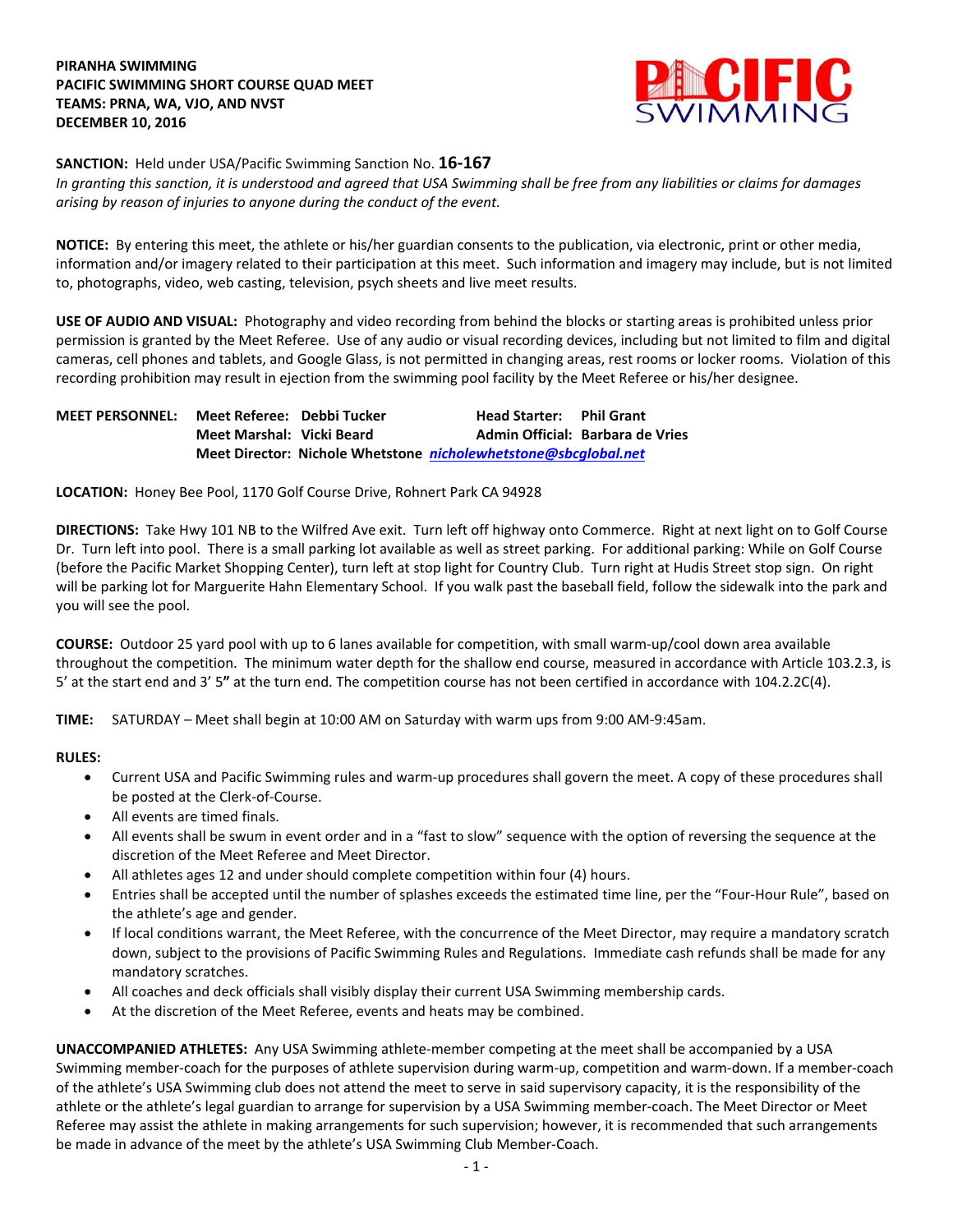**PIRANHA SWIMMING**
**PACIFIC SWIMMING SHORT COURSE QUAD MEET**
**TEAMS: PRNA, WA, VJO, AND NVST**
**DECEMBER 10, 2016**

**SANCTION:** Held under USA/Pacific Swimming Sanction No. **16-167**
*In granting this sanction, it is understood and agreed that USA Swimming shall be free from any liabilities or claims for damages arising by reason of injuries to anyone during the conduct of the event.*

**NOTICE:** By entering this meet, the athlete or his/her guardian consents to the publication, via electronic, print or other media, information and/or imagery related to their participation at this meet. Such information and imagery may include, but is not limited to, photographs, video, web casting, television, psych sheets and live meet results.

**USE OF AUDIO AND VISUAL:** Photography and video recording from behind the blocks or starting areas is prohibited unless prior permission is granted by the Meet Referee. Use of any audio or visual recording devices, including but not limited to film and digital cameras, cell phones and tablets, and Google Glass, is not permitted in changing areas, rest rooms or locker rooms. Violation of this recording prohibition may result in ejection from the swimming pool facility by the Meet Referee or his/her designee.

**MEET PERSONNEL:**
**Meet Referee: Debbi Tucker** — **Head Starter: Phil Grant**
**Meet Marshal: Vicki Beard** — **Admin Official: Barbara de Vries**
**Meet Director: Nichole Whetstone** ***nicholewhetstone@sbcglobal.net***

**LOCATION:** Honey Bee Pool, 1170 Golf Course Drive, Rohnert Park CA 94928

**DIRECTIONS:** Take Hwy 101 NB to the Wilfred Ave exit. Turn left off highway onto Commerce. Right at next light on to Golf Course Dr. Turn left into pool. There is a small parking lot available as well as street parking. For additional parking: While on Golf Course (before the Pacific Market Shopping Center), turn left at stop light for Country Club. Turn right at Hudis Street stop sign. On right will be parking lot for Marguerite Hahn Elementary School. If you walk past the baseball field, follow the sidewalk into the park and you will see the pool.

**COURSE:** Outdoor 25 yard pool with up to 6 lanes available for competition, with small warm-up/cool down area available throughout the competition. The minimum water depth for the shallow end course, measured in accordance with Article 103.2.3, is 5' at the start end and 3' 5**"** at the turn end. The competition course has not been certified in accordance with 104.2.2C(4).

**TIME:** SATURDAY – Meet shall begin at 10:00 AM on Saturday with warm ups from 9:00 AM-9:45am.

**RULES:**

- Current USA and Pacific Swimming rules and warm-up procedures shall govern the meet. A copy of these procedures shall be posted at the Clerk-of-Course.
- All events are timed finals.
- All events shall be swum in event order and in a "fast to slow" sequence with the option of reversing the sequence at the discretion of the Meet Referee and Meet Director.
- All athletes ages 12 and under should complete competition within four (4) hours.
- Entries shall be accepted until the number of splashes exceeds the estimated time line, per the "Four-Hour Rule", based on the athlete's age and gender.
- If local conditions warrant, the Meet Referee, with the concurrence of the Meet Director, may require a mandatory scratch down, subject to the provisions of Pacific Swimming Rules and Regulations. Immediate cash refunds shall be made for any mandatory scratches.
- All coaches and deck officials shall visibly display their current USA Swimming membership cards.
- At the discretion of the Meet Referee, events and heats may be combined.

**UNACCOMPANIED ATHLETES:** Any USA Swimming athlete-member competing at the meet shall be accompanied by a USA Swimming member-coach for the purposes of athlete supervision during warm-up, competition and warm-down. If a member-coach of the athlete's USA Swimming club does not attend the meet to serve in said supervisory capacity, it is the responsibility of the athlete or the athlete's legal guardian to arrange for supervision by a USA Swimming member-coach. The Meet Director or Meet Referee may assist the athlete in making arrangements for such supervision; however, it is recommended that such arrangements be made in advance of the meet by the athlete's USA Swimming Club Member-Coach.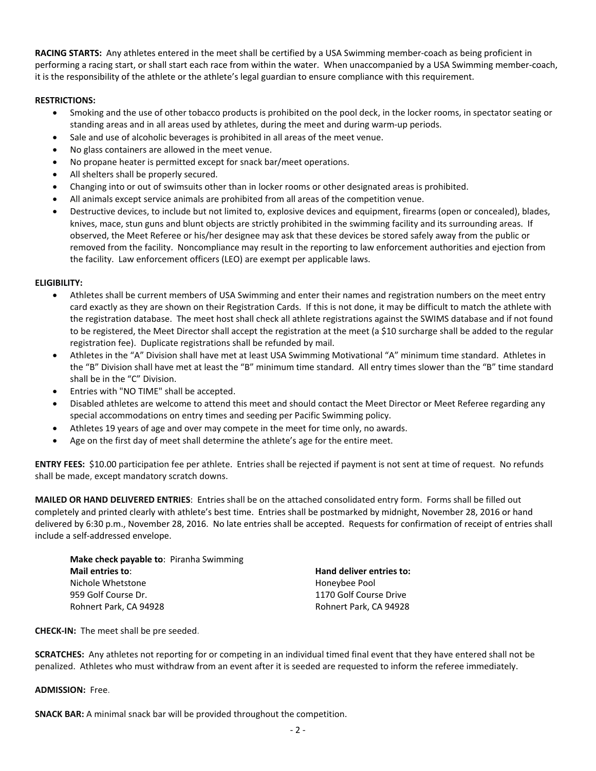**RACING STARTS:** Any athletes entered in the meet shall be certified by a USA Swimming member-coach as being proficient in performing a racing start, or shall start each race from within the water. When unaccompanied by a USA Swimming member-coach, it is the responsibility of the athlete or the athlete's legal guardian to ensure compliance with this requirement.

**RESTRICTIONS:**

- Smoking and the use of other tobacco products is prohibited on the pool deck, in the locker rooms, in spectator seating or standing areas and in all areas used by athletes, during the meet and during warm-up periods.
- Sale and use of alcoholic beverages is prohibited in all areas of the meet venue.
- No glass containers are allowed in the meet venue.
- No propane heater is permitted except for snack bar/meet operations.
- All shelters shall be properly secured.
- Changing into or out of swimsuits other than in locker rooms or other designated areas is prohibited.
- All animals except service animals are prohibited from all areas of the competition venue.
- Destructive devices, to include but not limited to, explosive devices and equipment, firearms (open or concealed), blades, knives, mace, stun guns and blunt objects are strictly prohibited in the swimming facility and its surrounding areas. If observed, the Meet Referee or his/her designee may ask that these devices be stored safely away from the public or removed from the facility. Noncompliance may result in the reporting to law enforcement authorities and ejection from the facility. Law enforcement officers (LEO) are exempt per applicable laws.

**ELIGIBILITY:**

- Athletes shall be current members of USA Swimming and enter their names and registration numbers on the meet entry card exactly as they are shown on their Registration Cards. If this is not done, it may be difficult to match the athlete with the registration database. The meet host shall check all athlete registrations against the SWIMS database and if not found to be registered, the Meet Director shall accept the registration at the meet (a $10 surcharge shall be added to the regular registration fee). Duplicate registrations shall be refunded by mail.
- Athletes in the "A" Division shall have met at least USA Swimming Motivational "A" minimum time standard. Athletes in the "B" Division shall have met at least the "B" minimum time standard. All entry times slower than the "B" time standard shall be in the "C" Division.
- Entries with "NO TIME" shall be accepted.
- Disabled athletes are welcome to attend this meet and should contact the Meet Director or Meet Referee regarding any special accommodations on entry times and seeding per Pacific Swimming policy.
- Athletes 19 years of age and over may compete in the meet for time only, no awards.
- Age on the first day of meet shall determine the athlete's age for the entire meet.

**ENTRY FEES:** $10.00 participation fee per athlete. Entries shall be rejected if payment is not sent at time of request. No refunds shall be made, except mandatory scratch downs.

**MAILED OR HAND DELIVERED ENTRIES**: Entries shall be on the attached consolidated entry form. Forms shall be filled out completely and printed clearly with athlete's best time. Entries shall be postmarked by midnight, November 28, 2016 or hand delivered by 6:30 p.m., November 28, 2016. No late entries shall be accepted. Requests for confirmation of receipt of entries shall include a self-addressed envelope.

**Make check payable to**: Piranha Swimming

**Mail entries to**:
Nichole Whetstone
959 Golf Course Dr.
Rohnert Park, CA 94928

**Hand deliver entries to:**
Honeybee Pool
1170 Golf Course Drive
Rohnert Park, CA 94928

**CHECK-IN:** The meet shall be pre seeded.

**SCRATCHES:** Any athletes not reporting for or competing in an individual timed final event that they have entered shall not be penalized. Athletes who must withdraw from an event after it is seeded are requested to inform the referee immediately.

**ADMISSION:** Free.

**SNACK BAR:** A minimal snack bar will be provided throughout the competition.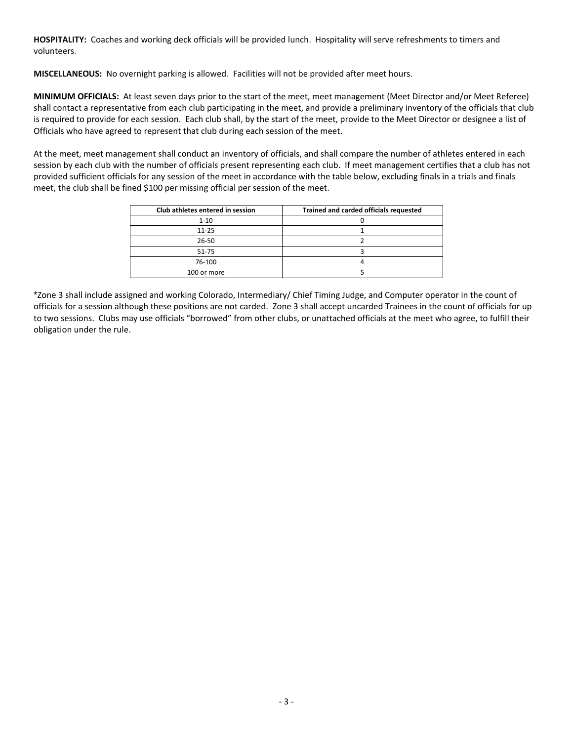**HOSPITALITY:** Coaches and working deck officials will be provided lunch. Hospitality will serve refreshments to timers and volunteers.

**MISCELLANEOUS:** No overnight parking is allowed. Facilities will not be provided after meet hours.

**MINIMUM OFFICIALS:** At least seven days prior to the start of the meet, meet management (Meet Director and/or Meet Referee) shall contact a representative from each club participating in the meet, and provide a preliminary inventory of the officials that club is required to provide for each session. Each club shall, by the start of the meet, provide to the Meet Director or designee a list of Officials who have agreed to represent that club during each session of the meet.

At the meet, meet management shall conduct an inventory of officials, and shall compare the number of athletes entered in each session by each club with the number of officials present representing each club. If meet management certifies that a club has not provided sufficient officials for any session of the meet in accordance with the table below, excluding finals in a trials and finals meet, the club shall be fined $100 per missing official per session of the meet.

| Club athletes entered in session | Trained and carded officials requested |
|---|---|
| 1-10 | 0 |
| 11-25 | 1 |
| 26-50 | 2 |
| 51-75 | 3 |
| 76-100 | 4 |
| 100 or more | 5 |

*Zone 3 shall include assigned and working Colorado, Intermediary/ Chief Timing Judge, and Computer operator in the count of officials for a session although these positions are not carded. Zone 3 shall accept uncarded Trainees in the count of officials for up to two sessions. Clubs may use officials "borrowed" from other clubs, or unattached officials at the meet who agree, to fulfill their obligation under the rule.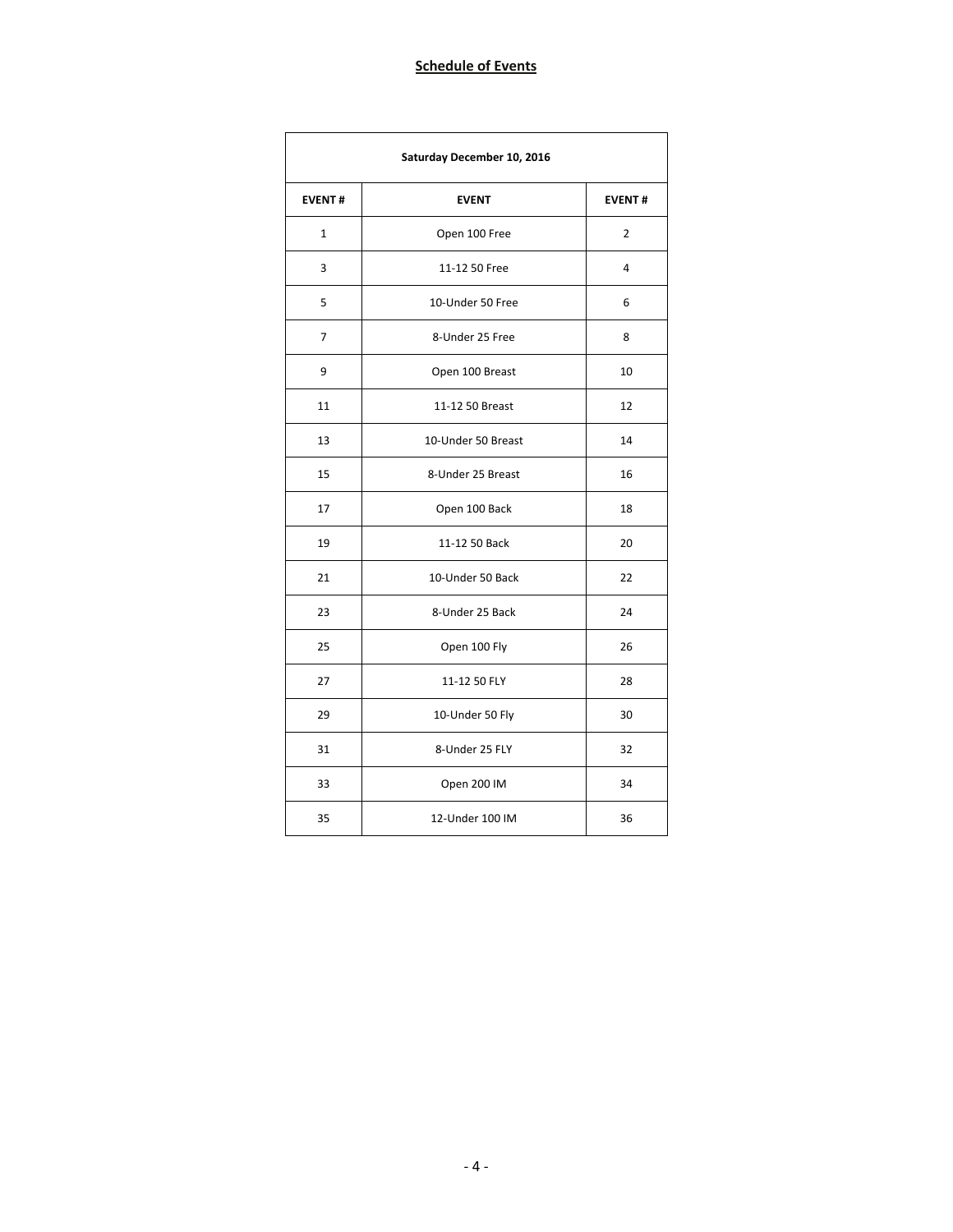## Schedule of Events

| Saturday December 10, 2016 | | |
|---|---|---|
| **EVENT #** | **EVENT** | **EVENT #** |
| 1 | Open 100 Free | 2 |
| 3 | 11-12 50 Free | 4 |
| 5 | 10-Under 50 Free | 6 |
| 7 | 8-Under 25 Free | 8 |
| 9 | Open 100 Breast | 10 |
| 11 | 11-12 50 Breast | 12 |
| 13 | 10-Under 50 Breast | 14 |
| 15 | 8-Under 25 Breast | 16 |
| 17 | Open 100 Back | 18 |
| 19 | 11-12 50 Back | 20 |
| 21 | 10-Under 50 Back | 22 |
| 23 | 8-Under 25 Back | 24 |
| 25 | Open 100 Fly | 26 |
| 27 | 11-12 50 FLY | 28 |
| 29 | 10-Under 50 Fly | 30 |
| 31 | 8-Under 25 FLY | 32 |
| 33 | Open 200 IM | 34 |
| 35 | 12-Under 100 IM | 36 |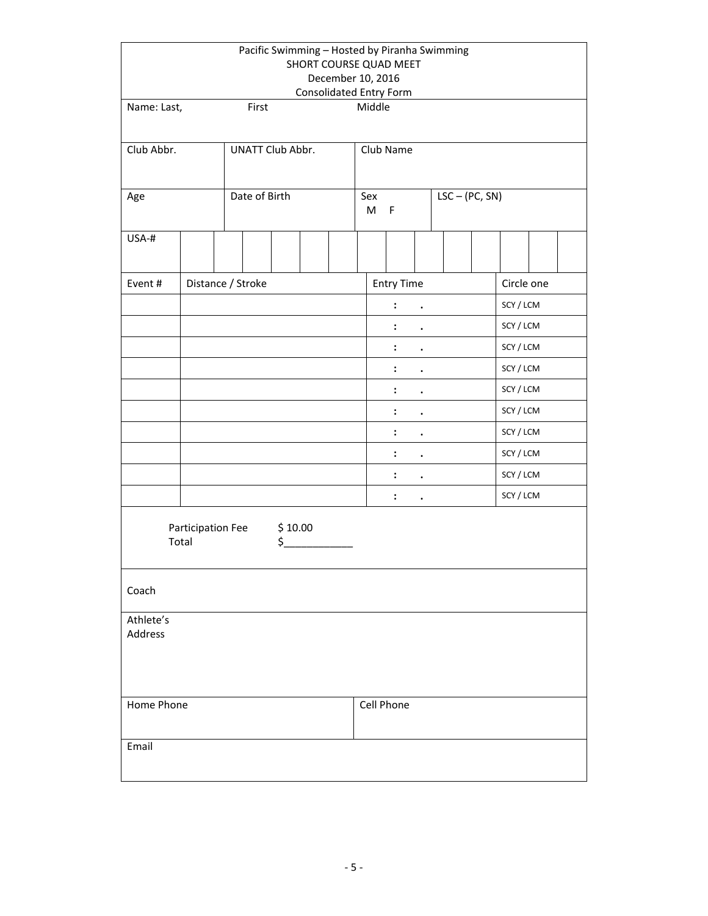Pacific Swimming – Hosted by Piranha Swimming
SHORT COURSE QUAD MEET
December 10, 2016
Consolidated Entry Form

| Name: Last, | First | Middle |
|---|---|---|
| | | |

| Club Abbr. | UNATT Club Abbr. | Club Name |
|---|---|---|
| | | |

| Age | Date of Birth | Sex M F | LSC – (PC, SN) |
|---|---|---|---|
| | | | |

| USA-# | | | | | | | | | | | | | | |
|---|---|---|---|---|---|---|---|---|---|---|---|---|---|---|
| | | | | | | | | | | | | | | |

| Event # | Distance / Stroke | Entry Time | Circle one |
|---|---|---|---|
| | | : . | SCY / LCM |
| | | : . | SCY / LCM |
| | | : . | SCY / LCM |
| | | : . | SCY / LCM |
| | | : . | SCY / LCM |
| | | : . | SCY / LCM |
| | | : . | SCY / LCM |
| | | : . | SCY / LCM |
| | | : . | SCY / LCM |
| | | : . | SCY / LCM |

Participation Fee $ 10.00
Total $____________

Coach

Athlete's Address

| Home Phone | Cell Phone |
|---|---|
| | |

Email